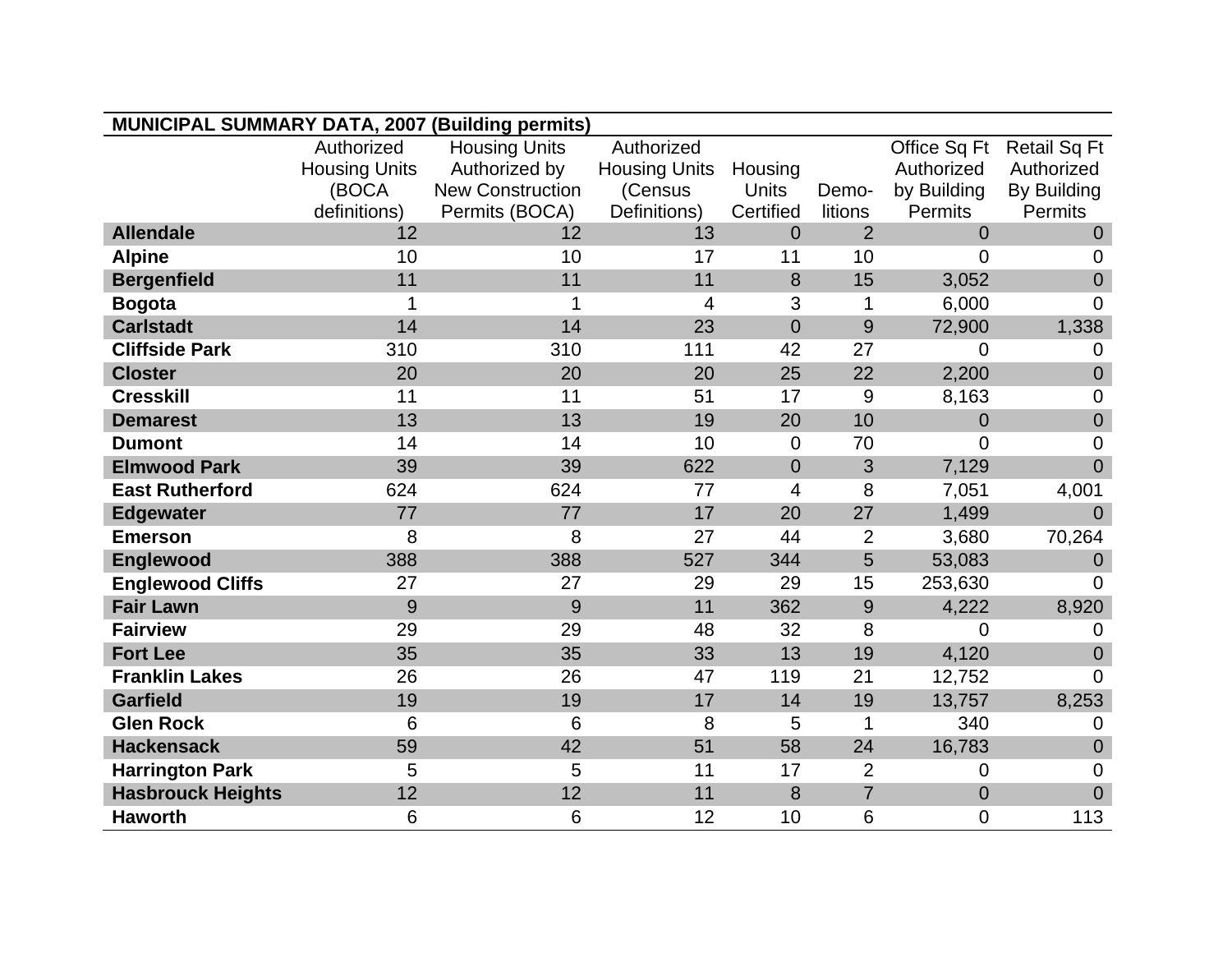| MUNICIPAL SUMMARY DATA, 2007 (Building permits) | | | | | | | |
|---|---|---|---|---|---|---|---|
| | Authorized Housing Units (BOCA definitions) | Housing Units Authorized by New Construction Permits (BOCA) | Authorized Housing Units (Census Definitions) | Housing Units Certified | Demo-litions | Office Sq Ft Authorized by Building Permits | Retail Sq Ft Authorized By Building Permits |
| **Allendale** | 12 | 12 | 13 | 0 | 2 | 0 | 0 |
| **Alpine** | 10 | 10 | 17 | 11 | 10 | 0 | 0 |
| **Bergenfield** | 11 | 11 | 11 | 8 | 15 | 3,052 | 0 |
| **Bogota** | 1 | 1 | 4 | 3 | 1 | 6,000 | 0 |
| **Carlstadt** | 14 | 14 | 23 | 0 | 9 | 72,900 | 1,338 |
| **Cliffside Park** | 310 | 310 | 111 | 42 | 27 | 0 | 0 |
| **Closter** | 20 | 20 | 20 | 25 | 22 | 2,200 | 0 |
| **Cresskill** | 11 | 11 | 51 | 17 | 9 | 8,163 | 0 |
| **Demarest** | 13 | 13 | 19 | 20 | 10 | 0 | 0 |
| **Dumont** | 14 | 14 | 10 | 0 | 70 | 0 | 0 |
| **Elmwood Park** | 39 | 39 | 622 | 0 | 3 | 7,129 | 0 |
| **East Rutherford** | 624 | 624 | 77 | 4 | 8 | 7,051 | 4,001 |
| **Edgewater** | 77 | 77 | 17 | 20 | 27 | 1,499 | 0 |
| **Emerson** | 8 | 8 | 27 | 44 | 2 | 3,680 | 70,264 |
| **Englewood** | 388 | 388 | 527 | 344 | 5 | 53,083 | 0 |
| **Englewood Cliffs** | 27 | 27 | 29 | 29 | 15 | 253,630 | 0 |
| **Fair Lawn** | 9 | 9 | 11 | 362 | 9 | 4,222 | 8,920 |
| **Fairview** | 29 | 29 | 48 | 32 | 8 | 0 | 0 |
| **Fort Lee** | 35 | 35 | 33 | 13 | 19 | 4,120 | 0 |
| **Franklin Lakes** | 26 | 26 | 47 | 119 | 21 | 12,752 | 0 |
| **Garfield** | 19 | 19 | 17 | 14 | 19 | 13,757 | 8,253 |
| **Glen Rock** | 6 | 6 | 8 | 5 | 1 | 340 | 0 |
| **Hackensack** | 59 | 42 | 51 | 58 | 24 | 16,783 | 0 |
| **Harrington Park** | 5 | 5 | 11 | 17 | 2 | 0 | 0 |
| **Hasbrouck Heights** | 12 | 12 | 11 | 8 | 7 | 0 | 0 |
| **Haworth** | 6 | 6 | 12 | 10 | 6 | 0 | 113 |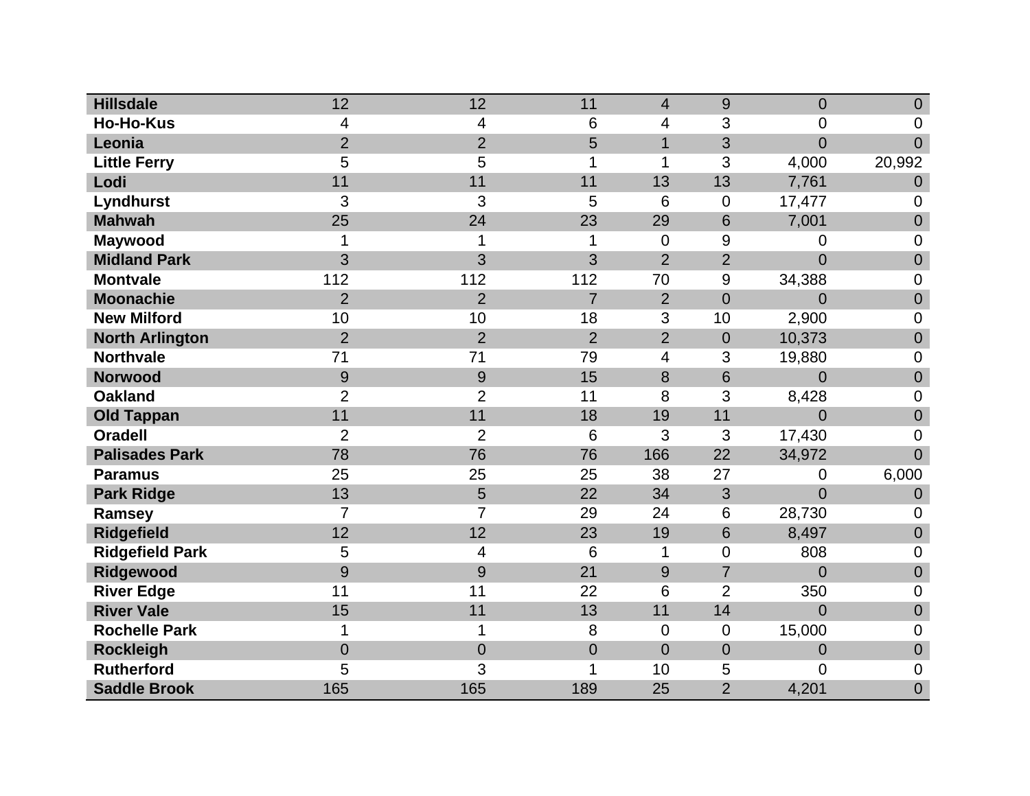| | | | | | | | |
|---|---|---|---|---|---|---|---|
| **Hillsdale** | 12 | 12 | 11 | 4 | 9 | 0 | 0 |
| **Ho-Ho-Kus** | 4 | 4 | 6 | 4 | 3 | 0 | 0 |
| **Leonia** | 2 | 2 | 5 | 1 | 3 | 0 | 0 |
| **Little Ferry** | 5 | 5 | 1 | 1 | 3 | 4,000 | 20,992 |
| **Lodi** | 11 | 11 | 11 | 13 | 13 | 7,761 | 0 |
| **Lyndhurst** | 3 | 3 | 5 | 6 | 0 | 17,477 | 0 |
| **Mahwah** | 25 | 24 | 23 | 29 | 6 | 7,001 | 0 |
| **Maywood** | 1 | 1 | 1 | 0 | 9 | 0 | 0 |
| **Midland Park** | 3 | 3 | 3 | 2 | 2 | 0 | 0 |
| **Montvale** | 112 | 112 | 112 | 70 | 9 | 34,388 | 0 |
| **Moonachie** | 2 | 2 | 7 | 2 | 0 | 0 | 0 |
| **New Milford** | 10 | 10 | 18 | 3 | 10 | 2,900 | 0 |
| **North Arlington** | 2 | 2 | 2 | 2 | 0 | 10,373 | 0 |
| **Northvale** | 71 | 71 | 79 | 4 | 3 | 19,880 | 0 |
| **Norwood** | 9 | 9 | 15 | 8 | 6 | 0 | 0 |
| **Oakland** | 2 | 2 | 11 | 8 | 3 | 8,428 | 0 |
| **Old Tappan** | 11 | 11 | 18 | 19 | 11 | 0 | 0 |
| **Oradell** | 2 | 2 | 6 | 3 | 3 | 17,430 | 0 |
| **Palisades Park** | 78 | 76 | 76 | 166 | 22 | 34,972 | 0 |
| **Paramus** | 25 | 25 | 25 | 38 | 27 | 0 | 6,000 |
| **Park Ridge** | 13 | 5 | 22 | 34 | 3 | 0 | 0 |
| **Ramsey** | 7 | 7 | 29 | 24 | 6 | 28,730 | 0 |
| **Ridgefield** | 12 | 12 | 23 | 19 | 6 | 8,497 | 0 |
| **Ridgefield Park** | 5 | 4 | 6 | 1 | 0 | 808 | 0 |
| **Ridgewood** | 9 | 9 | 21 | 9 | 7 | 0 | 0 |
| **River Edge** | 11 | 11 | 22 | 6 | 2 | 350 | 0 |
| **River Vale** | 15 | 11 | 13 | 11 | 14 | 0 | 0 |
| **Rochelle Park** | 1 | 1 | 8 | 0 | 0 | 15,000 | 0 |
| **Rockleigh** | 0 | 0 | 0 | 0 | 0 | 0 | 0 |
| **Rutherford** | 5 | 3 | 1 | 10 | 5 | 0 | 0 |
| **Saddle Brook** | 165 | 165 | 189 | 25 | 2 | 4,201 | 0 |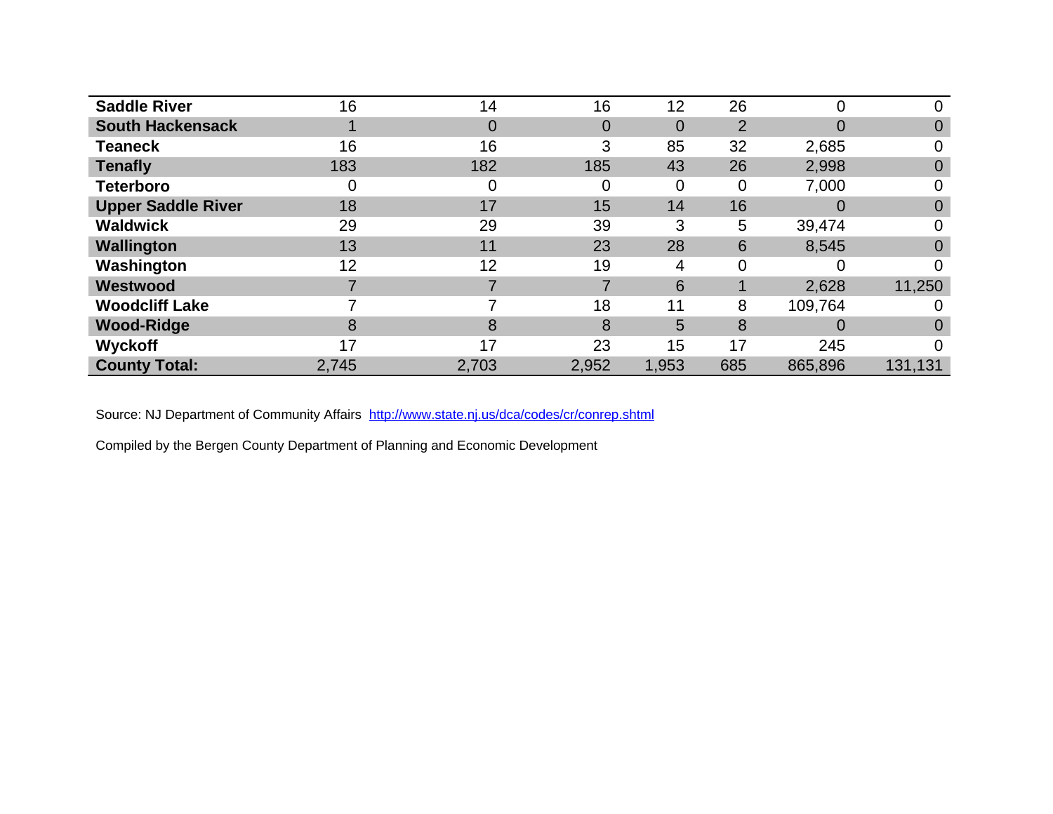| | | | | | | | |
|---|---|---|---|---|---|---|---|
| **Saddle River** | 16 | 14 | 16 | 12 | 26 | 0 | 0 |
| **South Hackensack** | 1 | 0 | 0 | 0 | 2 | 0 | 0 |
| **Teaneck** | 16 | 16 | 3 | 85 | 32 | 2,685 | 0 |
| **Tenafly** | 183 | 182 | 185 | 43 | 26 | 2,998 | 0 |
| **Teterboro** | 0 | 0 | 0 | 0 | 0 | 7,000 | 0 |
| **Upper Saddle River** | 18 | 17 | 15 | 14 | 16 | 0 | 0 |
| **Waldwick** | 29 | 29 | 39 | 3 | 5 | 39,474 | 0 |
| **Wallington** | 13 | 11 | 23 | 28 | 6 | 8,545 | 0 |
| **Washington** | 12 | 12 | 19 | 4 | 0 | 0 | 0 |
| **Westwood** | 7 | 7 | 7 | 6 | 1 | 2,628 | 11,250 |
| **Woodcliff Lake** | 7 | 7 | 18 | 11 | 8 | 109,764 | 0 |
| **Wood-Ridge** | 8 | 8 | 8 | 5 | 8 | 0 | 0 |
| **Wyckoff** | 17 | 17 | 23 | 15 | 17 | 245 | 0 |
| **County Total:** | 2,745 | 2,703 | 2,952 | 1,953 | 685 | 865,896 | 131,131 |

Source: NJ Department of Community Affairs http://www.state.nj.us/dca/codes/cr/conrep.shtml

Compiled by the Bergen County Department of Planning and Economic Development